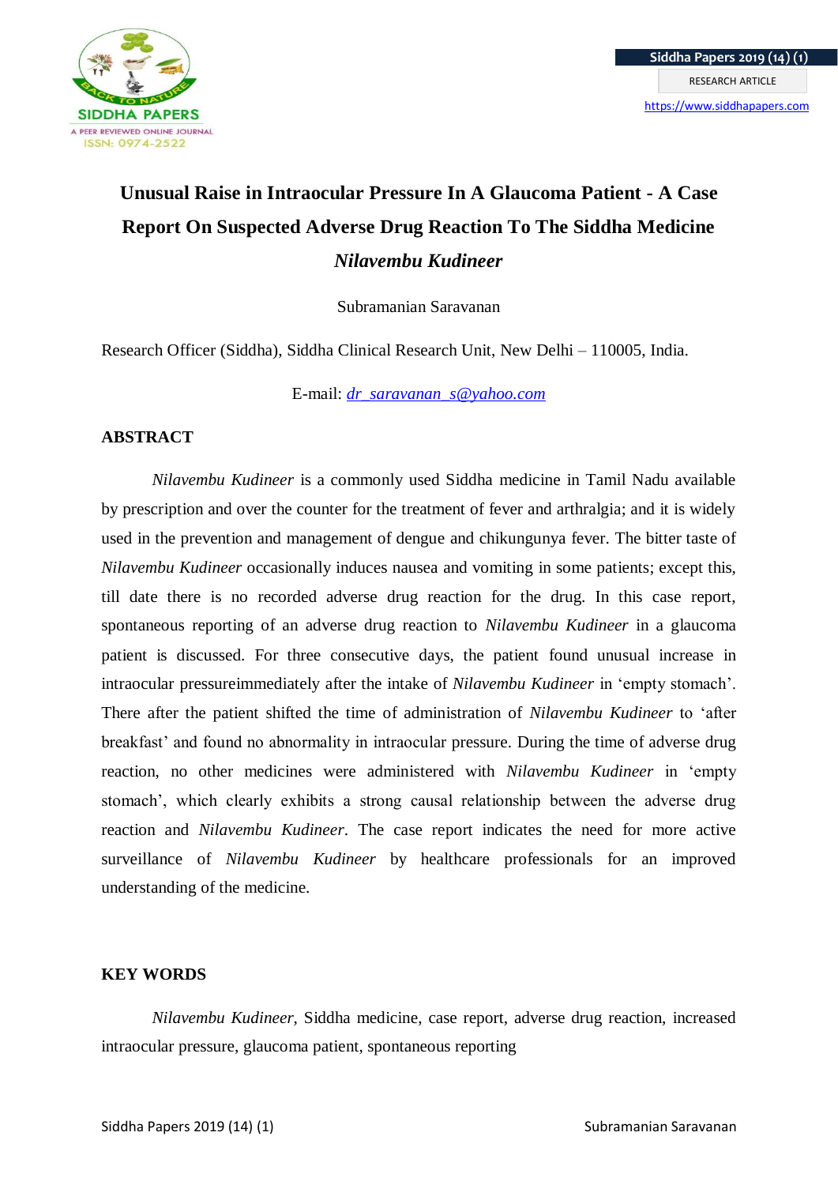# Unusual Raise in Intraocular Pressure In A Glaucoma Patient - A Case Report On Suspected Adverse Drug Reaction To The Siddha Medicine *Nilavembu Kudineer*

Subramanian Saravanan

Research Officer (Siddha), Siddha Clinical Research Unit, New Delhi – 110005, India.

E-mail: *dr_saravanan_s@yahoo.com*

## ABSTRACT

*Nilavembu Kudineer* is a commonly used Siddha medicine in Tamil Nadu available by prescription and over the counter for the treatment of fever and arthralgia; and it is widely used in the prevention and management of dengue and chikungunya fever. The bitter taste of *Nilavembu Kudineer* occasionally induces nausea and vomiting in some patients; except this, till date there is no recorded adverse drug reaction for the drug. In this case report, spontaneous reporting of an adverse drug reaction to *Nilavembu Kudineer* in a glaucoma patient is discussed. For three consecutive days, the patient found unusual increase in intraocular pressureimmediately after the intake of *Nilavembu Kudineer* in 'empty stomach'. There after the patient shifted the time of administration of *Nilavembu Kudineer* to 'after breakfast' and found no abnormality in intraocular pressure. During the time of adverse drug reaction, no other medicines were administered with *Nilavembu Kudineer* in 'empty stomach', which clearly exhibits a strong causal relationship between the adverse drug reaction and *Nilavembu Kudineer*. The case report indicates the need for more active surveillance of *Nilavembu Kudineer* by healthcare professionals for an improved understanding of the medicine.

## KEY WORDS

*Nilavembu Kudineer*, Siddha medicine, case report, adverse drug reaction, increased intraocular pressure, glaucoma patient, spontaneous reporting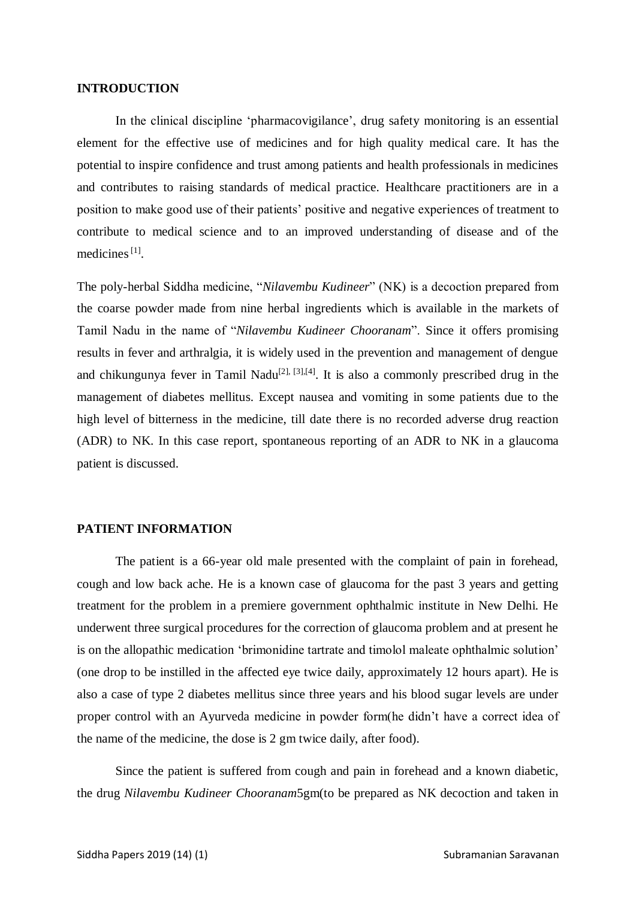## INTRODUCTION

In the clinical discipline 'pharmacovigilance', drug safety monitoring is an essential element for the effective use of medicines and for high quality medical care. It has the potential to inspire confidence and trust among patients and health professionals in medicines and contributes to raising standards of medical practice. Healthcare practitioners are in a position to make good use of their patients' positive and negative experiences of treatment to contribute to medical science and to an improved understanding of disease and of the medicines [1].

The poly-herbal Siddha medicine, "*Nilavembu Kudineer*" (NK) is a decoction prepared from the coarse powder made from nine herbal ingredients which is available in the markets of Tamil Nadu in the name of "*Nilavembu Kudineer Chooranam*". Since it offers promising results in fever and arthralgia, it is widely used in the prevention and management of dengue and chikungunya fever in Tamil Nadu[2], [3],[4]. It is also a commonly prescribed drug in the management of diabetes mellitus. Except nausea and vomiting in some patients due to the high level of bitterness in the medicine, till date there is no recorded adverse drug reaction (ADR) to NK. In this case report, spontaneous reporting of an ADR to NK in a glaucoma patient is discussed.

## PATIENT INFORMATION

The patient is a 66-year old male presented with the complaint of pain in forehead, cough and low back ache. He is a known case of glaucoma for the past 3 years and getting treatment for the problem in a premiere government ophthalmic institute in New Delhi. He underwent three surgical procedures for the correction of glaucoma problem and at present he is on the allopathic medication 'brimonidine tartrate and timolol maleate ophthalmic solution' (one drop to be instilled in the affected eye twice daily, approximately 12 hours apart). He is also a case of type 2 diabetes mellitus since three years and his blood sugar levels are under proper control with an Ayurveda medicine in powder form(he didn't have a correct idea of the name of the medicine, the dose is 2 gm twice daily, after food).

Since the patient is suffered from cough and pain in forehead and a known diabetic, the drug *Nilavembu Kudineer Chooranam*5gm(to be prepared as NK decoction and taken in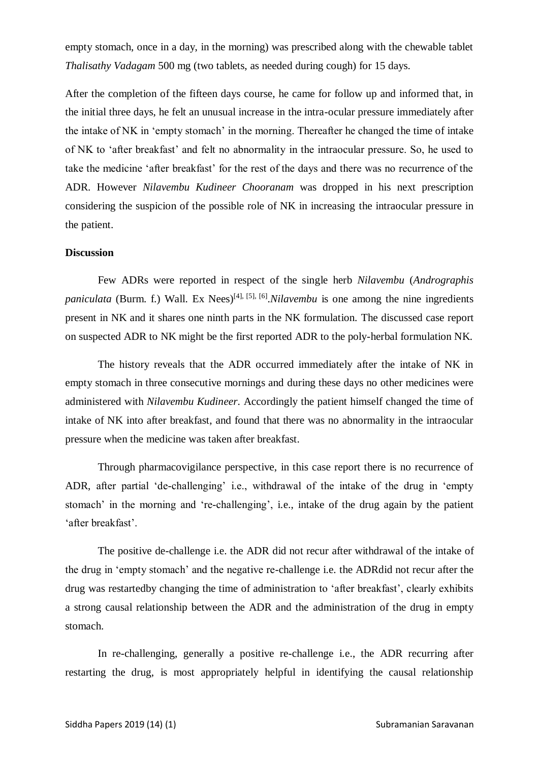empty stomach, once in a day, in the morning) was prescribed along with the chewable tablet *Thalisathy Vadagam* 500 mg (two tablets, as needed during cough) for 15 days.

After the completion of the fifteen days course, he came for follow up and informed that, in the initial three days, he felt an unusual increase in the intra-ocular pressure immediately after the intake of NK in 'empty stomach' in the morning. Thereafter he changed the time of intake of NK to 'after breakfast' and felt no abnormality in the intraocular pressure. So, he used to take the medicine 'after breakfast' for the rest of the days and there was no recurrence of the ADR. However *Nilavembu Kudineer Chooranam* was dropped in his next prescription considering the suspicion of the possible role of NK in increasing the intraocular pressure in the patient.

**Discussion**

Few ADRs were reported in respect of the single herb *Nilavembu* (*Andrographis paniculata* (Burm. f.) Wall. Ex Nees)[4], [5], [6].*Nilavembu* is one among the nine ingredients present in NK and it shares one ninth parts in the NK formulation. The discussed case report on suspected ADR to NK might be the first reported ADR to the poly-herbal formulation NK.

The history reveals that the ADR occurred immediately after the intake of NK in empty stomach in three consecutive mornings and during these days no other medicines were administered with *Nilavembu Kudineer*. Accordingly the patient himself changed the time of intake of NK into after breakfast, and found that there was no abnormality in the intraocular pressure when the medicine was taken after breakfast.

Through pharmacovigilance perspective, in this case report there is no recurrence of ADR, after partial 'de-challenging' i.e., withdrawal of the intake of the drug in 'empty stomach' in the morning and 're-challenging', i.e., intake of the drug again by the patient 'after breakfast'.

The positive de-challenge i.e. the ADR did not recur after withdrawal of the intake of the drug in 'empty stomach' and the negative re-challenge i.e. the ADRdid not recur after the drug was restartedby changing the time of administration to 'after breakfast', clearly exhibits a strong causal relationship between the ADR and the administration of the drug in empty stomach.

In re-challenging, generally a positive re-challenge i.e., the ADR recurring after restarting the drug, is most appropriately helpful in identifying the causal relationship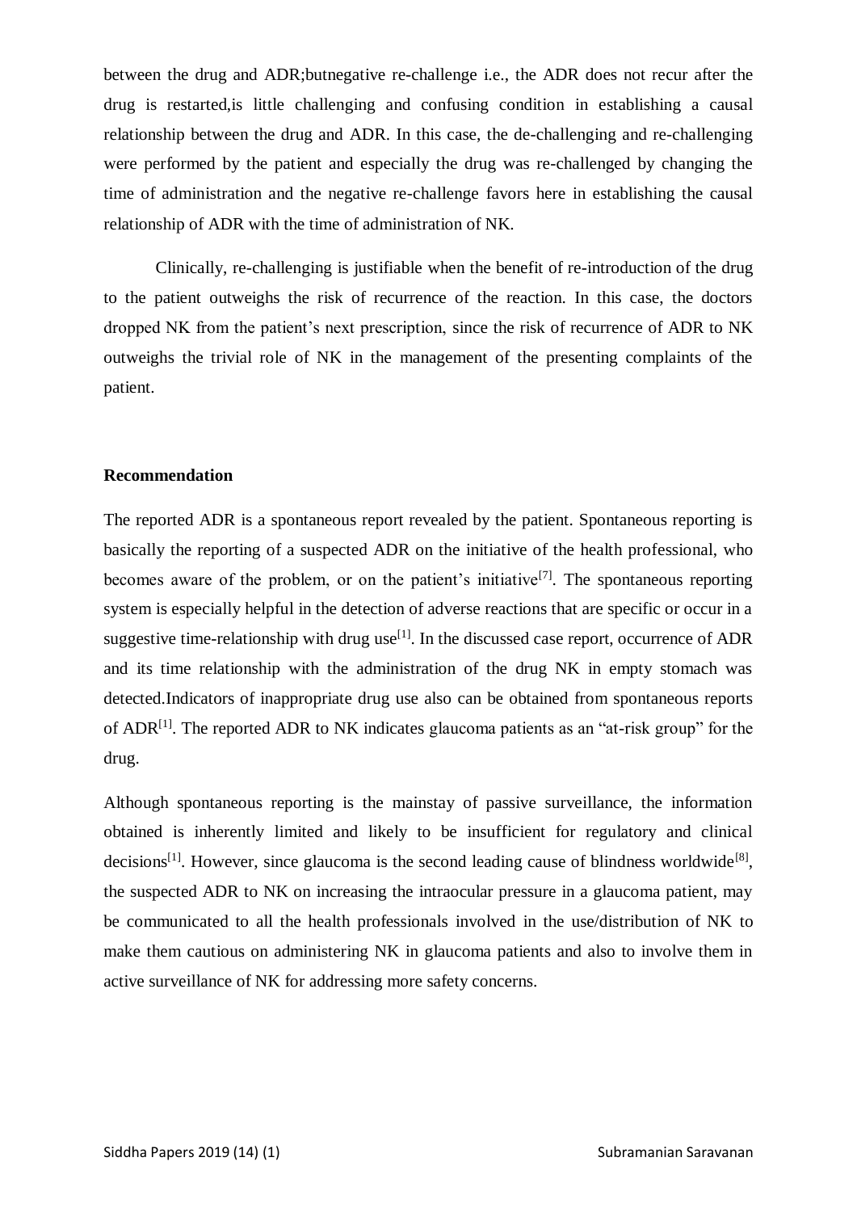between the drug and ADR;butnegative re-challenge i.e., the ADR does not recur after the drug is restarted,is little challenging and confusing condition in establishing a causal relationship between the drug and ADR. In this case, the de-challenging and re-challenging were performed by the patient and especially the drug was re-challenged by changing the time of administration and the negative re-challenge favors here in establishing the causal relationship of ADR with the time of administration of NK.

Clinically, re-challenging is justifiable when the benefit of re-introduction of the drug to the patient outweighs the risk of recurrence of the reaction. In this case, the doctors dropped NK from the patient's next prescription, since the risk of recurrence of ADR to NK outweighs the trivial role of NK in the management of the presenting complaints of the patient.

**Recommendation**

The reported ADR is a spontaneous report revealed by the patient. Spontaneous reporting is basically the reporting of a suspected ADR on the initiative of the health professional, who becomes aware of the problem, or on the patient's initiative[7]. The spontaneous reporting system is especially helpful in the detection of adverse reactions that are specific or occur in a suggestive time-relationship with drug use[1]. In the discussed case report, occurrence of ADR and its time relationship with the administration of the drug NK in empty stomach was detected.Indicators of inappropriate drug use also can be obtained from spontaneous reports of ADR[1]. The reported ADR to NK indicates glaucoma patients as an "at-risk group" for the drug.

Although spontaneous reporting is the mainstay of passive surveillance, the information obtained is inherently limited and likely to be insufficient for regulatory and clinical decisions[1]. However, since glaucoma is the second leading cause of blindness worldwide[8], the suspected ADR to NK on increasing the intraocular pressure in a glaucoma patient, may be communicated to all the health professionals involved in the use/distribution of NK to make them cautious on administering NK in glaucoma patients and also to involve them in active surveillance of NK for addressing more safety concerns.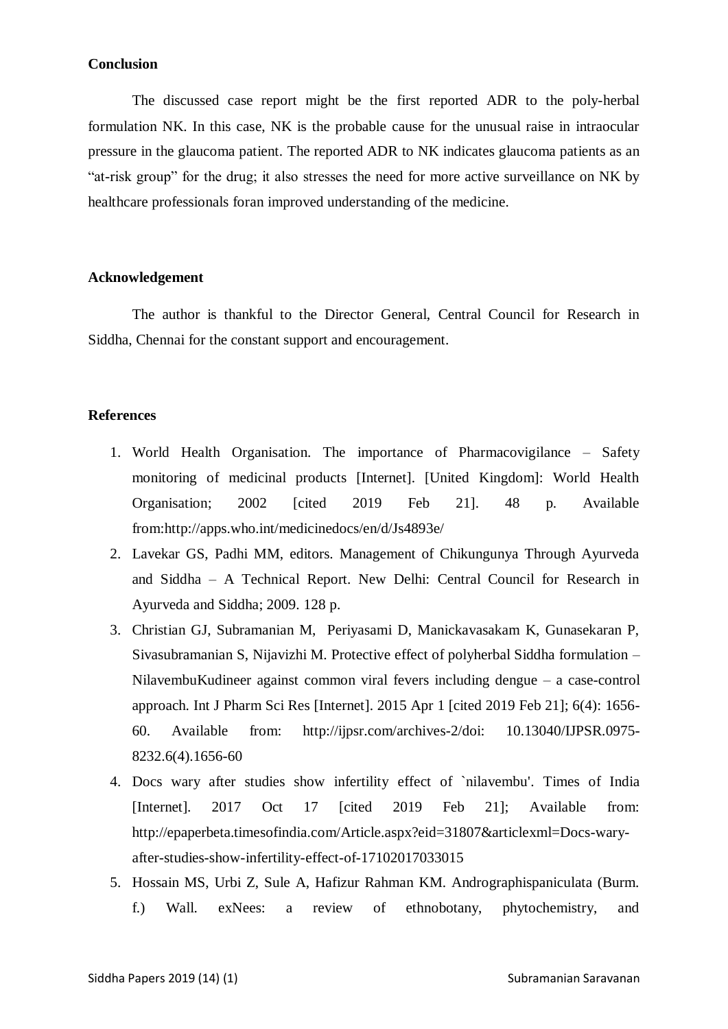## Conclusion

The discussed case report might be the first reported ADR to the poly-herbal formulation NK. In this case, NK is the probable cause for the unusual raise in intraocular pressure in the glaucoma patient. The reported ADR to NK indicates glaucoma patients as an "at-risk group" for the drug; it also stresses the need for more active surveillance on NK by healthcare professionals foran improved understanding of the medicine.

## Acknowledgement

The author is thankful to the Director General, Central Council for Research in Siddha, Chennai for the constant support and encouragement.

## References

1. World Health Organisation. The importance of Pharmacovigilance – Safety monitoring of medicinal products [Internet]. [United Kingdom]: World Health Organisation; 2002 [cited 2019 Feb 21]. 48 p. Available from:http://apps.who.int/medicinedocs/en/d/Js4893e/
2. Lavekar GS, Padhi MM, editors. Management of Chikungunya Through Ayurveda and Siddha – A Technical Report. New Delhi: Central Council for Research in Ayurveda and Siddha; 2009. 128 p.
3. Christian GJ, Subramanian M, Periyasami D, Manickavasakam K, Gunasekaran P, Sivasubramanian S, Nijavizhi M. Protective effect of polyherbal Siddha formulation – NilavembuKudineer against common viral fevers including dengue – a case-control approach. Int J Pharm Sci Res [Internet]. 2015 Apr 1 [cited 2019 Feb 21]; 6(4): 1656-60. Available from: http://ijpsr.com/archives-2/doi: 10.13040/IJPSR.0975-8232.6(4).1656-60
4. Docs wary after studies show infertility effect of `nilavembu'. Times of India [Internet]. 2017 Oct 17 [cited 2019 Feb 21]; Available from: http://epaperbeta.timesofindia.com/Article.aspx?eid=31807&articlexml=Docs-wary-after-studies-show-infertility-effect-of-17102017033015
5. Hossain MS, Urbi Z, Sule A, Hafizur Rahman KM. Andrographispaniculata (Burm. f.) Wall. exNees: a review of ethnobotany, phytochemistry, and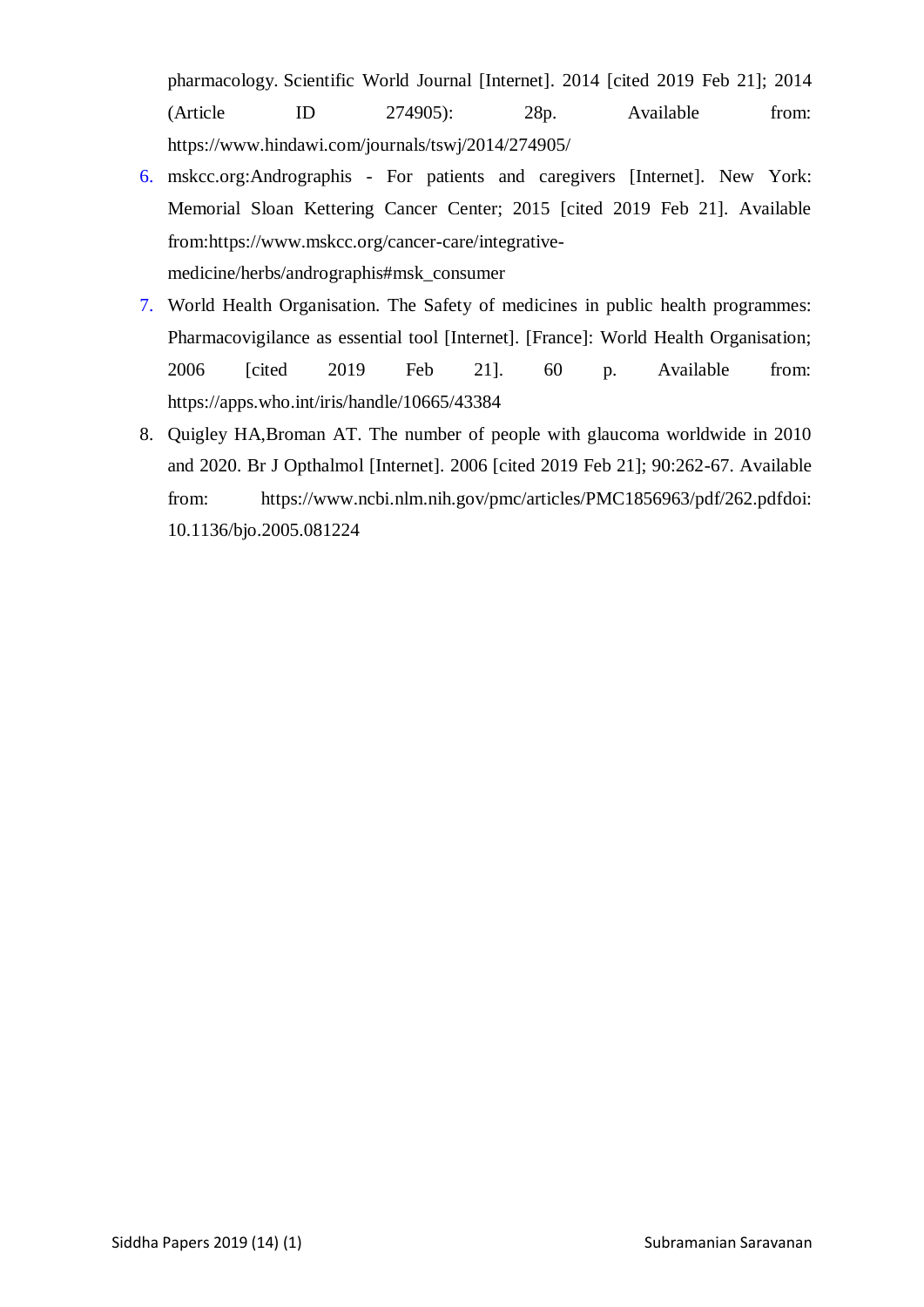pharmacology. Scientific World Journal [Internet]. 2014 [cited 2019 Feb 21]; 2014 (Article ID 274905): 28p. Available from: https://www.hindawi.com/journals/tswj/2014/274905/

6. mskcc.org:Andrographis - For patients and caregivers [Internet]. New York: Memorial Sloan Kettering Cancer Center; 2015 [cited 2019 Feb 21]. Available from:https://www.mskcc.org/cancer-care/integrative-medicine/herbs/andrographis#msk_consumer
7. World Health Organisation. The Safety of medicines in public health programmes: Pharmacovigilance as essential tool [Internet]. [France]: World Health Organisation; 2006 [cited 2019 Feb 21]. 60 p. Available from: https://apps.who.int/iris/handle/10665/43384
8. Quigley HA,Broman AT. The number of people with glaucoma worldwide in 2010 and 2020. Br J Opthalmol [Internet]. 2006 [cited 2019 Feb 21]; 90:262-67. Available from: https://www.ncbi.nlm.nih.gov/pmc/articles/PMC1856963/pdf/262.pdfdoi: 10.1136/bjo.2005.081224